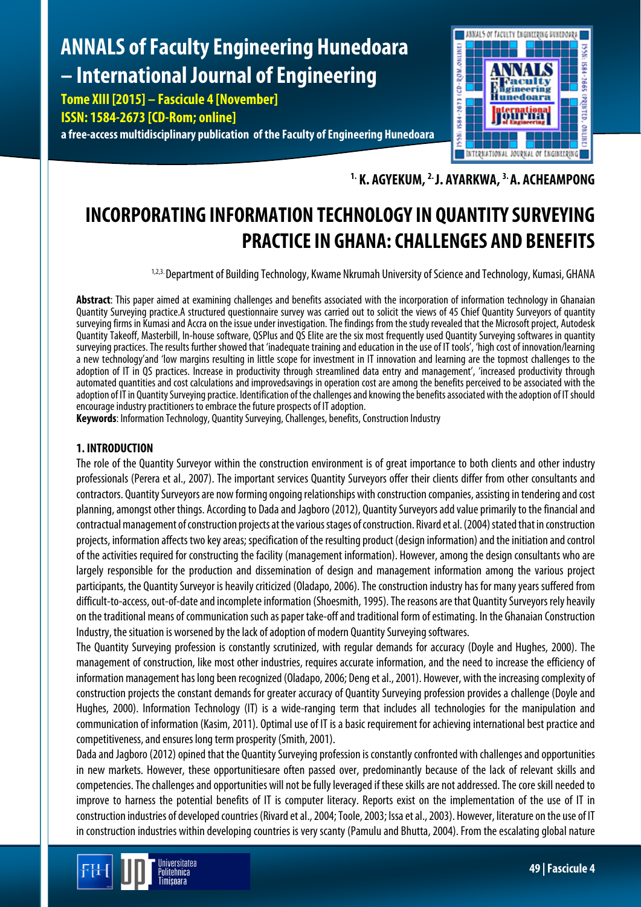[1.] K. AGYEKUM, [2.] J. AYARKWA, [3.] A. ACHEAMPONG

# INCORPORATING INFORMATION TECHNOLOGY IN QUANTITY SURVEYING PRACTICE IN GHANA: CHALLENGES AND BENEFITS

[1,2,3.] Department of Building Technology, Kwame Nkrumah University of Science and Technology, Kumasi, GHANA

**Abstract**: This paper aimed at examining challenges and benefits associated with the incorporation of information technology in Ghanaian Quantity Surveying practice.A structured questionnaire survey was carried out to solicit the views of 45 Chief Quantity Surveyors of quantity surveying firms in Kumasi and Accra on the issue under investigation. The findings from the study revealed that the Microsoft project, Autodesk Quantity Takeoff, Masterbill, In-house software, QSPlus and QS Elite are the six most frequently used Quantity Surveying softwares in quantity surveying practices. The results further showed that 'inadequate training and education in the use of IT tools', 'high cost of innovation/learning a new technology'and 'low margins resulting in little scope for investment in IT innovation and learning are the topmost challenges to the adoption of IT in QS practices. Increase in productivity through streamlined data entry and management', 'increased productivity through automated quantities and cost calculations and improvedsavings in operation cost are among the benefits perceived to be associated with the adoption of IT in Quantity Surveying practice. Identification of the challenges and knowing the benefits associated with the adoption of IT should encourage industry practitioners to embrace the future prospects of IT adoption.

**Keywords**: Information Technology, Quantity Surveying, Challenges, benefits, Construction Industry

## 1. INTRODUCTION

The role of the Quantity Surveyor within the construction environment is of great importance to both clients and other industry professionals (Perera et al., 2007). The important services Quantity Surveyors offer their clients differ from other consultants and contractors. Quantity Surveyors are now forming ongoing relationships with construction companies, assisting in tendering and cost planning, amongst other things. According to Dada and Jagboro (2012), Quantity Surveyors add value primarily to the financial and contractual management of construction projects at the various stages of construction. Rivard et al. (2004) stated that in construction projects, information affects two key areas; specification of the resulting product (design information) and the initiation and control of the activities required for constructing the facility (management information). However, among the design consultants who are largely responsible for the production and dissemination of design and management information among the various project participants, the Quantity Surveyor is heavily criticized (Oladapo, 2006). The construction industry has for many years suffered from difficult-to-access, out-of-date and incomplete information (Shoesmith, 1995). The reasons are that Quantity Surveyors rely heavily on the traditional means of communication such as paper take-off and traditional form of estimating. In the Ghanaian Construction Industry, the situation is worsened by the lack of adoption of modern Quantity Surveying softwares.

The Quantity Surveying profession is constantly scrutinized, with regular demands for accuracy (Doyle and Hughes, 2000). The management of construction, like most other industries, requires accurate information, and the need to increase the efficiency of information management has long been recognized (Oladapo, 2006; Deng et al., 2001). However, with the increasing complexity of construction projects the constant demands for greater accuracy of Quantity Surveying profession provides a challenge (Doyle and Hughes, 2000). Information Technology (IT) is a wide-ranging term that includes all technologies for the manipulation and communication of information (Kasim, 2011). Optimal use of IT is a basic requirement for achieving international best practice and competitiveness, and ensures long term prosperity (Smith, 2001).

Dada and Jagboro (2012) opined that the Quantity Surveying profession is constantly confronted with challenges and opportunities in new markets. However, these opportunitiesare often passed over, predominantly because of the lack of relevant skills and competencies. The challenges and opportunities will not be fully leveraged if these skills are not addressed. The core skill needed to improve to harness the potential benefits of IT is computer literacy. Reports exist on the implementation of the use of IT in construction industries of developed countries (Rivard et al., 2004; Toole, 2003; Issa et al., 2003). However, literature on the use of IT in construction industries within developing countries is very scanty (Pamulu and Bhutta, 2004). From the escalating global nature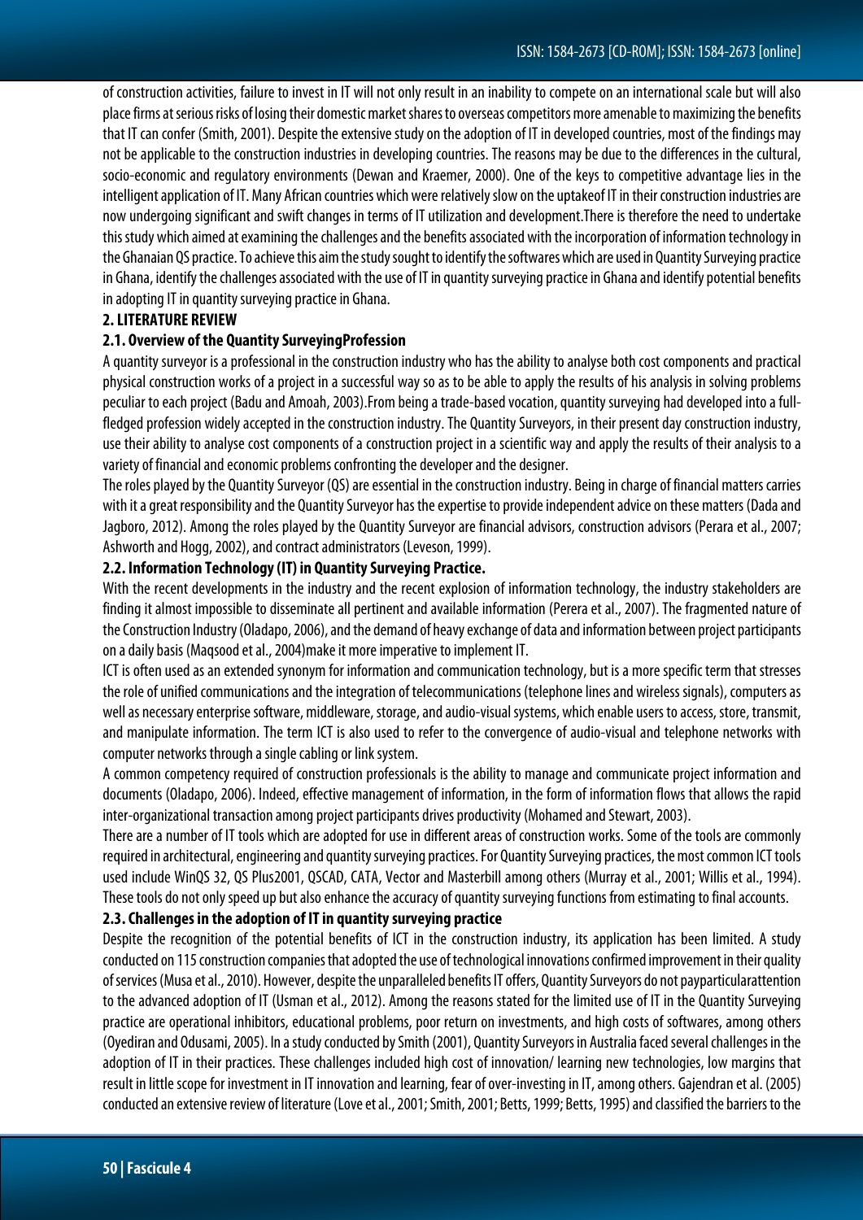of construction activities, failure to invest in IT will not only result in an inability to compete on an international scale but will also place firms at serious risks of losing their domestic market shares to overseas competitors more amenable to maximizing the benefits that IT can confer (Smith, 2001). Despite the extensive study on the adoption of IT in developed countries, most of the findings may not be applicable to the construction industries in developing countries. The reasons may be due to the differences in the cultural, socio-economic and regulatory environments (Dewan and Kraemer, 2000). One of the keys to competitive advantage lies in the intelligent application of IT. Many African countries which were relatively slow on the uptakeof IT in their construction industries are now undergoing significant and swift changes in terms of IT utilization and development.There is therefore the need to undertake this study which aimed at examining the challenges and the benefits associated with the incorporation of information technology in the Ghanaian QS practice. To achieve this aim the study sought to identify the softwares which are used in Quantity Surveying practice in Ghana, identify the challenges associated with the use of IT in quantity surveying practice in Ghana and identify potential benefits in adopting IT in quantity surveying practice in Ghana.

## 2. LITERATURE REVIEW

### 2.1. Overview of the Quantity SurveyingProfession

A quantity surveyor is a professional in the construction industry who has the ability to analyse both cost components and practical physical construction works of a project in a successful way so as to be able to apply the results of his analysis in solving problems peculiar to each project (Badu and Amoah, 2003).From being a trade-based vocation, quantity surveying had developed into a full-fledged profession widely accepted in the construction industry. The Quantity Surveyors, in their present day construction industry, use their ability to analyse cost components of a construction project in a scientific way and apply the results of their analysis to a variety of financial and economic problems confronting the developer and the designer.

The roles played by the Quantity Surveyor (QS) are essential in the construction industry. Being in charge of financial matters carries with it a great responsibility and the Quantity Surveyor has the expertise to provide independent advice on these matters (Dada and Jagboro, 2012). Among the roles played by the Quantity Surveyor are financial advisors, construction advisors (Perara et al., 2007; Ashworth and Hogg, 2002), and contract administrators (Leveson, 1999).

### 2.2. Information Technology (IT) in Quantity Surveying Practice.

With the recent developments in the industry and the recent explosion of information technology, the industry stakeholders are finding it almost impossible to disseminate all pertinent and available information (Perera et al., 2007). The fragmented nature of the Construction Industry (Oladapo, 2006), and the demand of heavy exchange of data and information between project participants on a daily basis (Maqsood et al., 2004)make it more imperative to implement IT.

ICT is often used as an extended synonym for information and communication technology, but is a more specific term that stresses the role of unified communications and the integration of telecommunications (telephone lines and wireless signals), computers as well as necessary enterprise software, middleware, storage, and audio-visual systems, which enable users to access, store, transmit, and manipulate information. The term ICT is also used to refer to the convergence of audio-visual and telephone networks with computer networks through a single cabling or link system.

A common competency required of construction professionals is the ability to manage and communicate project information and documents (Oladapo, 2006). Indeed, effective management of information, in the form of information flows that allows the rapid inter-organizational transaction among project participants drives productivity (Mohamed and Stewart, 2003).

There are a number of IT tools which are adopted for use in different areas of construction works. Some of the tools are commonly required in architectural, engineering and quantity surveying practices. For Quantity Surveying practices, the most common ICT tools used include WinQS 32, QS Plus2001, QSCAD, CATA, Vector and Masterbill among others (Murray et al., 2001; Willis et al., 1994). These tools do not only speed up but also enhance the accuracy of quantity surveying functions from estimating to final accounts.

### 2.3. Challenges in the adoption of IT in quantity surveying practice

Despite the recognition of the potential benefits of ICT in the construction industry, its application has been limited. A study conducted on 115 construction companies that adopted the use of technological innovations confirmed improvement in their quality of services (Musa et al., 2010). However, despite the unparalleled benefits IT offers, Quantity Surveyors do not payparticularattention to the advanced adoption of IT (Usman et al., 2012). Among the reasons stated for the limited use of IT in the Quantity Surveying practice are operational inhibitors, educational problems, poor return on investments, and high costs of softwares, among others (Oyediran and Odusami, 2005). In a study conducted by Smith (2001), Quantity Surveyors in Australia faced several challenges in the adoption of IT in their practices. These challenges included high cost of innovation/ learning new technologies, low margins that result in little scope for investment in IT innovation and learning, fear of over-investing in IT, among others. Gajendran et al. (2005) conducted an extensive review of literature (Love et al., 2001; Smith, 2001; Betts, 1999; Betts, 1995) and classified the barriers to the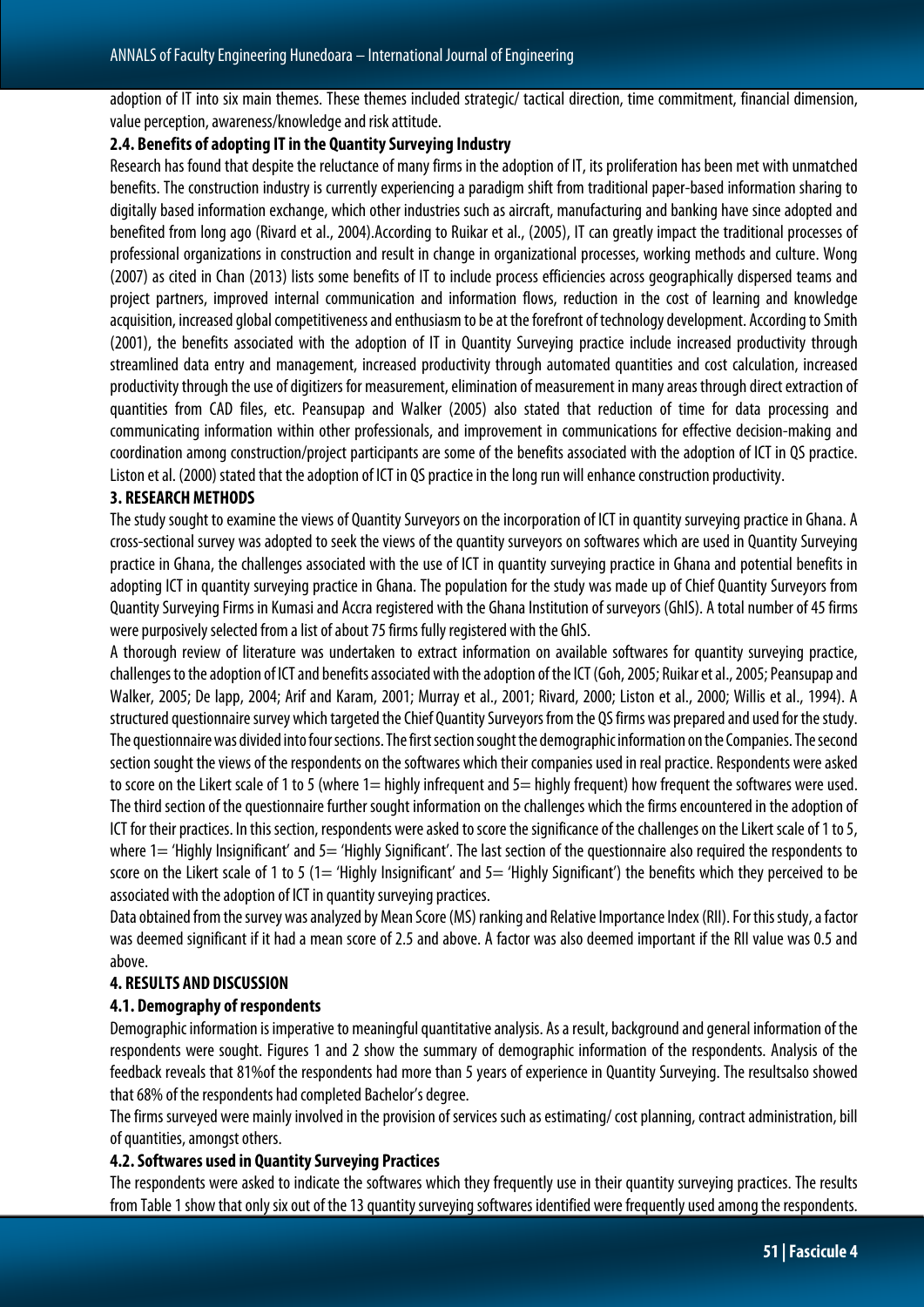adoption of IT into six main themes. These themes included strategic/ tactical direction, time commitment, financial dimension, value perception, awareness/knowledge and risk attitude.

### 2.4. Benefits of adopting IT in the Quantity Surveying Industry

Research has found that despite the reluctance of many firms in the adoption of IT, its proliferation has been met with unmatched benefits. The construction industry is currently experiencing a paradigm shift from traditional paper-based information sharing to digitally based information exchange, which other industries such as aircraft, manufacturing and banking have since adopted and benefited from long ago (Rivard et al., 2004).According to Ruikar et al., (2005), IT can greatly impact the traditional processes of professional organizations in construction and result in change in organizational processes, working methods and culture. Wong (2007) as cited in Chan (2013) lists some benefits of IT to include process efficiencies across geographically dispersed teams and project partners, improved internal communication and information flows, reduction in the cost of learning and knowledge acquisition, increased global competitiveness and enthusiasm to be at the forefront of technology development. According to Smith (2001), the benefits associated with the adoption of IT in Quantity Surveying practice include increased productivity through streamlined data entry and management, increased productivity through automated quantities and cost calculation, increased productivity through the use of digitizers for measurement, elimination of measurement in many areas through direct extraction of quantities from CAD files, etc. Peansupap and Walker (2005) also stated that reduction of time for data processing and communicating information within other professionals, and improvement in communications for effective decision-making and coordination among construction/project participants are some of the benefits associated with the adoption of ICT in QS practice. Liston et al. (2000) stated that the adoption of ICT in QS practice in the long run will enhance construction productivity.

## 3. RESEARCH METHODS

The study sought to examine the views of Quantity Surveyors on the incorporation of ICT in quantity surveying practice in Ghana. A cross-sectional survey was adopted to seek the views of the quantity surveyors on softwares which are used in Quantity Surveying practice in Ghana, the challenges associated with the use of ICT in quantity surveying practice in Ghana and potential benefits in adopting ICT in quantity surveying practice in Ghana. The population for the study was made up of Chief Quantity Surveyors from Quantity Surveying Firms in Kumasi and Accra registered with the Ghana Institution of surveyors (GhIS). A total number of 45 firms were purposively selected from a list of about 75 firms fully registered with the GhIS.

A thorough review of literature was undertaken to extract information on available softwares for quantity surveying practice, challenges to the adoption of ICT and benefits associated with the adoption of the ICT (Goh, 2005; Ruikar et al., 2005; Peansupap and Walker, 2005; De lapp, 2004; Arif and Karam, 2001; Murray et al., 2001; Rivard, 2000; Liston et al., 2000; Willis et al., 1994). A structured questionnaire survey which targeted the Chief Quantity Surveyors from the QS firms was prepared and used for the study. The questionnaire was divided into four sections. The first section sought the demographic information on the Companies. The second section sought the views of the respondents on the softwares which their companies used in real practice. Respondents were asked to score on the Likert scale of 1 to 5 (where 1= highly infrequent and 5= highly frequent) how frequent the softwares were used. The third section of the questionnaire further sought information on the challenges which the firms encountered in the adoption of ICT for their practices. In this section, respondents were asked to score the significance of the challenges on the Likert scale of 1 to 5, where 1= 'Highly Insignificant' and 5= 'Highly Significant'. The last section of the questionnaire also required the respondents to score on the Likert scale of 1 to 5 (1= 'Highly Insignificant' and 5= 'Highly Significant') the benefits which they perceived to be associated with the adoption of ICT in quantity surveying practices.

Data obtained from the survey was analyzed by Mean Score (MS) ranking and Relative Importance Index (RII). For this study, a factor was deemed significant if it had a mean score of 2.5 and above. A factor was also deemed important if the RII value was 0.5 and above.

## 4. RESULTS AND DISCUSSION

### 4.1. Demography of respondents

Demographic information is imperative to meaningful quantitative analysis. As a result, background and general information of the respondents were sought. Figures 1 and 2 show the summary of demographic information of the respondents. Analysis of the feedback reveals that 81%of the respondents had more than 5 years of experience in Quantity Surveying. The resultsalso showed that 68% of the respondents had completed Bachelor's degree.

The firms surveyed were mainly involved in the provision of services such as estimating/ cost planning, contract administration, bill of quantities, amongst others.

### 4.2. Softwares used in Quantity Surveying Practices

The respondents were asked to indicate the softwares which they frequently use in their quantity surveying practices. The results from Table 1 show that only six out of the 13 quantity surveying softwares identified were frequently used among the respondents.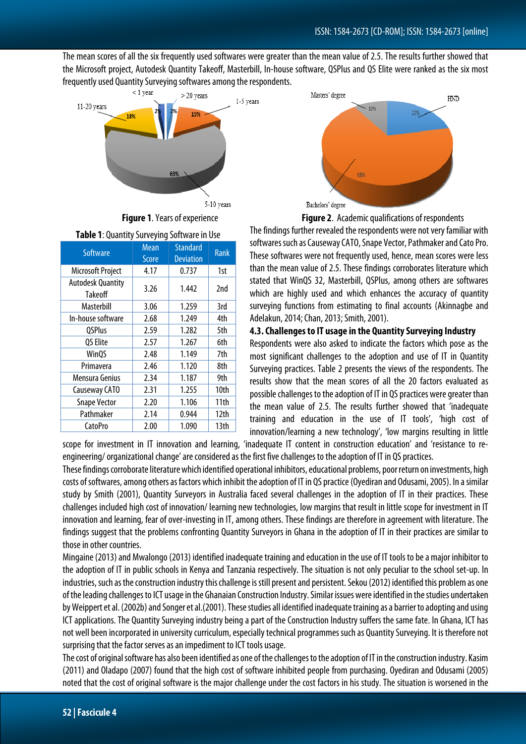The mean scores of all the six frequently used softwares were greater than the mean value of 2.5. The results further showed that the Microsoft project, Autodesk Quantity Takeoff, Masterbill, In-house software, QSPlus and QS Elite were ranked as the six most frequently used Quantity Surveying softwares among the respondents.

**Figure 1**. Years of experience

**Figure 2**. Academic qualifications of respondents

**Table 1**: Quantity Surveying Software in Use

| Software | Mean Score | Standard Deviation | Rank |
|---|---|---|---|
| Microsoft Project | 4.17 | 0.737 | 1st |
| Autodesk Quantity Takeoff | 3.26 | 1.442 | 2nd |
| Masterbill | 3.06 | 1.259 | 3rd |
| In-house software | 2.68 | 1.249 | 4th |
| QSPlus | 2.59 | 1.282 | 5th |
| QS Elite | 2.57 | 1.267 | 6th |
| WinQS | 2.48 | 1.149 | 7th |
| Primavera | 2.46 | 1.120 | 8th |
| Mensura Genius | 2.34 | 1.187 | 9th |
| Causeway CATO | 2.31 | 1.255 | 10th |
| Snape Vector | 2.20 | 1.106 | 11th |
| Pathmaker | 2.14 | 0.944 | 12th |
| CatoPro | 2.00 | 1.090 | 13th |

The findings further revealed the respondents were not very familiar with softwares such as Causeway CATO, Snape Vector, Pathmaker and Cato Pro. These softwares were not frequently used, hence, mean scores were less than the mean value of 2.5. These findings corroborates literature which stated that WinQS 32, Masterbill, QSPlus, among others are softwares which are highly used and which enhances the accuracy of quantity surveying functions from estimating to final accounts (Akinnagbe and Adelakun, 2014; Chan, 2013; Smith, 2001).

### 4.3. Challenges to IT usage in the Quantity Surveying Industry

Respondents were also asked to indicate the factors which pose as the most significant challenges to the adoption and use of IT in Quantity Surveying practices. Table 2 presents the views of the respondents. The results show that the mean scores of all the 20 factors evaluated as possible challenges to the adoption of IT in QS practices were greater than the mean value of 2.5. The results further showed that 'inadequate training and education in the use of IT tools', 'high cost of innovation/learning a new technology', 'low margins resulting in little scope for investment in IT innovation and learning, 'inadequate IT content in construction education' and 'resistance to re-engineering/ organizational change' are considered as the first five challenges to the adoption of IT in QS practices.

These findings corroborate literature which identified operational inhibitors, educational problems, poor return on investments, high costs of softwares, among others as factors which inhibit the adoption of IT in QS practice (Oyediran and Odusami, 2005). In a similar study by Smith (2001), Quantity Surveyors in Australia faced several challenges in the adoption of IT in their practices. These challenges included high cost of innovation/ learning new technologies, low margins that result in little scope for investment in IT innovation and learning, fear of over-investing in IT, among others. These findings are therefore in agreement with literature. The findings suggest that the problems confronting Quantity Surveyors in Ghana in the adoption of IT in their practices are similar to those in other countries.

Mingaine (2013) and Mwalongo (2013) identified inadequate training and education in the use of IT tools to be a major inhibitor to the adoption of IT in public schools in Kenya and Tanzania respectively. The situation is not only peculiar to the school set-up. In industries, such as the construction industry this challenge is still present and persistent. Sekou (2012) identified this problem as one of the leading challenges to ICT usage in the Ghanaian Construction Industry. Similar issues were identified in the studies undertaken by Weippert et al. (2002b) and Songer et al.(2001). These studies all identified inadequate training as a barrier to adopting and using ICT applications. The Quantity Surveying industry being a part of the Construction Industry suffers the same fate. In Ghana, ICT has not well been incorporated in university curriculum, especially technical programmes such as Quantity Surveying. It is therefore not surprising that the factor serves as an impediment to ICT tools usage.

The cost of original software has also been identified as one of the challenges to the adoption of IT in the construction industry. Kasim (2011) and Oladapo (2007) found that the high cost of software inhibited people from purchasing. Oyediran and Odusami (2005) noted that the cost of original software is the major challenge under the cost factors in his study. The situation is worsened in the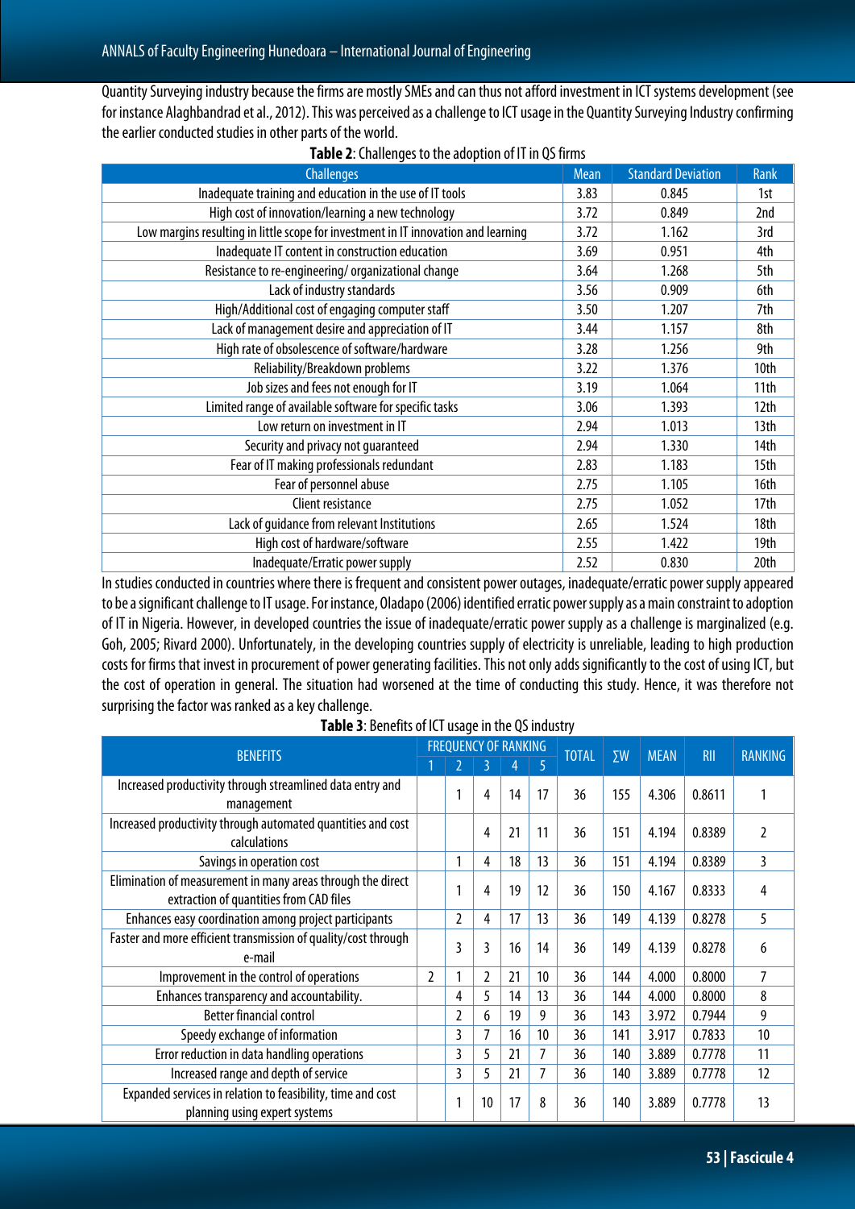Quantity Surveying industry because the firms are mostly SMEs and can thus not afford investment in ICT systems development (see for instance Alaghbandrad et al., 2012). This was perceived as a challenge to ICT usage in the Quantity Surveying Industry confirming the earlier conducted studies in other parts of the world.

**Table 2**: Challenges to the adoption of IT in QS firms

| Challenges | Mean | Standard Deviation | Rank |
|---|---|---|---|
| Inadequate training and education in the use of IT tools | 3.83 | 0.845 | 1st |
| High cost of innovation/learning a new technology | 3.72 | 0.849 | 2nd |
| Low margins resulting in little scope for investment in IT innovation and learning | 3.72 | 1.162 | 3rd |
| Inadequate IT content in construction education | 3.69 | 0.951 | 4th |
| Resistance to re-engineering/ organizational change | 3.64 | 1.268 | 5th |
| Lack of industry standards | 3.56 | 0.909 | 6th |
| High/Additional cost of engaging computer staff | 3.50 | 1.207 | 7th |
| Lack of management desire and appreciation of IT | 3.44 | 1.157 | 8th |
| High rate of obsolescence of software/hardware | 3.28 | 1.256 | 9th |
| Reliability/Breakdown problems | 3.22 | 1.376 | 10th |
| Job sizes and fees not enough for IT | 3.19 | 1.064 | 11th |
| Limited range of available software for specific tasks | 3.06 | 1.393 | 12th |
| Low return on investment in IT | 2.94 | 1.013 | 13th |
| Security and privacy not guaranteed | 2.94 | 1.330 | 14th |
| Fear of IT making professionals redundant | 2.83 | 1.183 | 15th |
| Fear of personnel abuse | 2.75 | 1.105 | 16th |
| Client resistance | 2.75 | 1.052 | 17th |
| Lack of guidance from relevant Institutions | 2.65 | 1.524 | 18th |
| High cost of hardware/software | 2.55 | 1.422 | 19th |
| Inadequate/Erratic power supply | 2.52 | 0.830 | 20th |

In studies conducted in countries where there is frequent and consistent power outages, inadequate/erratic power supply appeared to be a significant challenge to IT usage. For instance, Oladapo (2006) identified erratic power supply as a main constraint to adoption of IT in Nigeria. However, in developed countries the issue of inadequate/erratic power supply as a challenge is marginalized (e.g. Goh, 2005; Rivard 2000). Unfortunately, in the developing countries supply of electricity is unreliable, leading to high production costs for firms that invest in procurement of power generating facilities. This not only adds significantly to the cost of using ICT, but the cost of operation in general. The situation had worsened at the time of conducting this study. Hence, it was therefore not surprising the factor was ranked as a key challenge.

**Table 3**: Benefits of ICT usage in the QS industry

| BENEFITS | FREQUENCY OF RANKING | | | | | TOTAL | ∑W | MEAN | RII | RANKING |
|---|---|---|---|---|---|---|---|---|---|---|
| | 1 | 2 | 3 | 4 | 5 | | | | | |
| Increased productivity through streamlined data entry and management | | 1 | 4 | 14 | 17 | 36 | 155 | 4.306 | 0.8611 | 1 |
| Increased productivity through automated quantities and cost calculations | | | 4 | 21 | 11 | 36 | 151 | 4.194 | 0.8389 | 2 |
| Savings in operation cost | | 1 | 4 | 18 | 13 | 36 | 151 | 4.194 | 0.8389 | 3 |
| Elimination of measurement in many areas through the direct extraction of quantities from CAD files | | 1 | 4 | 19 | 12 | 36 | 150 | 4.167 | 0.8333 | 4 |
| Enhances easy coordination among project participants | | 2 | 4 | 17 | 13 | 36 | 149 | 4.139 | 0.8278 | 5 |
| Faster and more efficient transmission of quality/cost through e-mail | | 3 | 3 | 16 | 14 | 36 | 149 | 4.139 | 0.8278 | 6 |
| Improvement in the control of operations | 2 | 1 | 2 | 21 | 10 | 36 | 144 | 4.000 | 0.8000 | 7 |
| Enhances transparency and accountability. | | 4 | 5 | 14 | 13 | 36 | 144 | 4.000 | 0.8000 | 8 |
| Better financial control | | 2 | 6 | 19 | 9 | 36 | 143 | 3.972 | 0.7944 | 9 |
| Speedy exchange of information | | 3 | 7 | 16 | 10 | 36 | 141 | 3.917 | 0.7833 | 10 |
| Error reduction in data handling operations | | 3 | 5 | 21 | 7 | 36 | 140 | 3.889 | 0.7778 | 11 |
| Increased range and depth of service | | 3 | 5 | 21 | 7 | 36 | 140 | 3.889 | 0.7778 | 12 |
| Expanded services in relation to feasibility, time and cost planning using expert systems | | 1 | 10 | 17 | 8 | 36 | 140 | 3.889 | 0.7778 | 13 |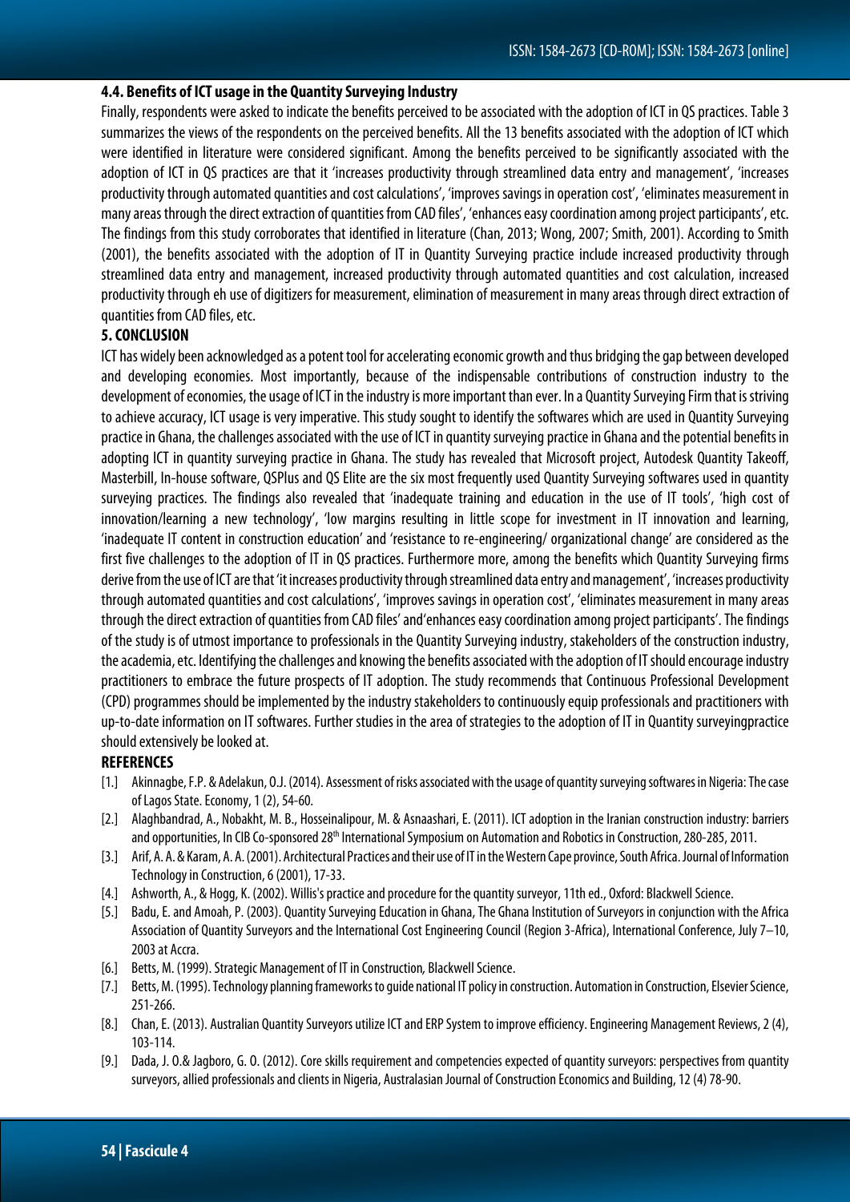### 4.4. Benefits of ICT usage in the Quantity Surveying Industry

Finally, respondents were asked to indicate the benefits perceived to be associated with the adoption of ICT in QS practices. Table 3 summarizes the views of the respondents on the perceived benefits. All the 13 benefits associated with the adoption of ICT which were identified in literature were considered significant. Among the benefits perceived to be significantly associated with the adoption of ICT in QS practices are that it 'increases productivity through streamlined data entry and management', 'increases productivity through automated quantities and cost calculations', 'improves savings in operation cost', 'eliminates measurement in many areas through the direct extraction of quantities from CAD files', 'enhances easy coordination among project participants', etc. The findings from this study corroborates that identified in literature (Chan, 2013; Wong, 2007; Smith, 2001). According to Smith (2001), the benefits associated with the adoption of IT in Quantity Surveying practice include increased productivity through streamlined data entry and management, increased productivity through automated quantities and cost calculation, increased productivity through eh use of digitizers for measurement, elimination of measurement in many areas through direct extraction of quantities from CAD files, etc.

## 5. CONCLUSION

ICT has widely been acknowledged as a potent tool for accelerating economic growth and thus bridging the gap between developed and developing economies. Most importantly, because of the indispensable contributions of construction industry to the development of economies, the usage of ICT in the industry is more important than ever. In a Quantity Surveying Firm that is striving to achieve accuracy, ICT usage is very imperative. This study sought to identify the softwares which are used in Quantity Surveying practice in Ghana, the challenges associated with the use of ICT in quantity surveying practice in Ghana and the potential benefits in adopting ICT in quantity surveying practice in Ghana. The study has revealed that Microsoft project, Autodesk Quantity Takeoff, Masterbill, In-house software, QSPlus and QS Elite are the six most frequently used Quantity Surveying softwares used in quantity surveying practices. The findings also revealed that 'inadequate training and education in the use of IT tools', 'high cost of innovation/learning a new technology', 'low margins resulting in little scope for investment in IT innovation and learning, 'inadequate IT content in construction education' and 'resistance to re-engineering/ organizational change' are considered as the first five challenges to the adoption of IT in QS practices. Furthermore more, among the benefits which Quantity Surveying firms derive from the use of ICT are that 'it increases productivity through streamlined data entry and management', 'increases productivity through automated quantities and cost calculations', 'improves savings in operation cost', 'eliminates measurement in many areas through the direct extraction of quantities from CAD files' and'enhances easy coordination among project participants'. The findings of the study is of utmost importance to professionals in the Quantity Surveying industry, stakeholders of the construction industry, the academia, etc. Identifying the challenges and knowing the benefits associated with the adoption of IT should encourage industry practitioners to embrace the future prospects of IT adoption. The study recommends that Continuous Professional Development (CPD) programmes should be implemented by the industry stakeholders to continuously equip professionals and practitioners with up-to-date information on IT softwares. Further studies in the area of strategies to the adoption of IT in Quantity surveyingpractice should extensively be looked at.

## REFERENCES

[1.] Akinnagbe, F.P. & Adelakun, O.J. (2014). Assessment of risks associated with the usage of quantity surveying softwares in Nigeria: The case of Lagos State. Economy, 1 (2), 54-60.

[2.] Alaghbandrad, A., Nobakht, M. B., Hosseinalipour, M. & Asnaashari, E. (2011). ICT adoption in the Iranian construction industry: barriers and opportunities, In CIB Co-sponsored 28th International Symposium on Automation and Robotics in Construction, 280-285, 2011.

[3.] Arif, A. A. & Karam, A. A. (2001). Architectural Practices and their use of IT in the Western Cape province, South Africa. Journal of Information Technology in Construction, 6 (2001), 17-33.

[4.] Ashworth, A., & Hogg, K. (2002). Willis's practice and procedure for the quantity surveyor, 11th ed., Oxford: Blackwell Science.

[5.] Badu, E. and Amoah, P. (2003). Quantity Surveying Education in Ghana, The Ghana Institution of Surveyors in conjunction with the Africa Association of Quantity Surveyors and the International Cost Engineering Council (Region 3-Africa), International Conference, July 7–10, 2003 at Accra.

[6.] Betts, M. (1999). Strategic Management of IT in Construction, Blackwell Science.

[7.] Betts, M. (1995). Technology planning frameworks to guide national IT policy in construction. Automation in Construction, Elsevier Science, 251-266.

[8.] Chan, E. (2013). Australian Quantity Surveyors utilize ICT and ERP System to improve efficiency. Engineering Management Reviews, 2 (4), 103-114.

[9.] Dada, J. O.& Jagboro, G. O. (2012). Core skills requirement and competencies expected of quantity surveyors: perspectives from quantity surveyors, allied professionals and clients in Nigeria, Australasian Journal of Construction Economics and Building, 12 (4) 78-90.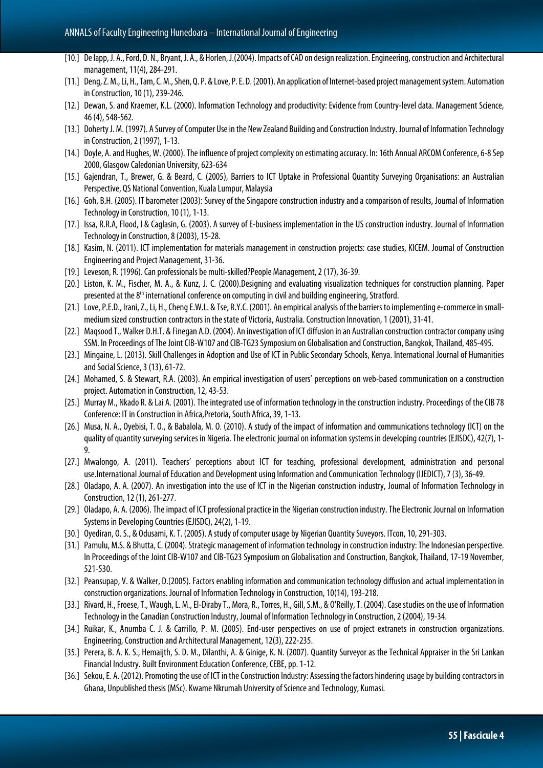[10.] De lapp, J. A., Ford, D. N., Bryant, J. A., & Horlen, J.(2004). Impacts of CAD on design realization. Engineering, construction and Architectural management, 11(4), 284-291.

[11.] Deng, Z. M., Li, H., Tam, C. M., Shen, Q. P. & Love, P. E. D. (2001). An application of Internet-based project management system. Automation in Construction, 10 (1), 239-246.

[12.] Dewan, S. and Kraemer, K.L. (2000). Information Technology and productivity: Evidence from Country-level data. Management Science, 46 (4), 548-562.

[13.] Doherty J. M. (1997). A Survey of Computer Use in the New Zealand Building and Construction Industry. Journal of Information Technology in Construction, 2 (1997), 1-13.

[14.] Doyle, A. and Hughes, W. (2000). The influence of project complexity on estimating accuracy. In: 16th Annual ARCOM Conference, 6-8 Sep 2000, Glasgow Caledonian University, 623-634

[15.] Gajendran, T., Brewer, G. & Beard, C. (2005), Barriers to ICT Uptake in Professional Quantity Surveying Organisations: an Australian Perspective, QS National Convention, Kuala Lumpur, Malaysia

[16.] Goh, B.H. (2005). IT barometer (2003): Survey of the Singapore construction industry and a comparison of results, Journal of Information Technology in Construction, 10 (1), 1-13.

[17.] Issa, R.R.A, Flood, I & Caglasin, G. (2003). A survey of E-business implementation in the US construction industry. Journal of Information Technology in Construction, 8 (2003), 15-28.

[18.] Kasim, N. (2011). ICT implementation for materials management in construction projects: case studies, KICEM. Journal of Construction Engineering and Project Management, 31-36.

[19.] Leveson, R. (1996). Can professionals be multi-skilled?People Management, 2 (17), 36-39.

[20.] Liston, K. M., Fischer, M. A., & Kunz, J. C. (2000).Designing and evaluating visualization techniques for construction planning. Paper presented at the 8th international conference on computing in civil and building engineering, Stratford.

[21.] Love, P.E.D., Irani, Z., Li, H., Cheng E.W.L. & Tse, R.Y.C. (2001). An empirical analysis of the barriers to implementing e-commerce in small-medium sized construction contractors in the state of Victoria, Australia. Construction Innovation, 1 (2001), 31-41.

[22.] Maqsood T., Walker D.H.T. & Finegan A.D. (2004). An investigation of ICT diffusion in an Australian construction contractor company using SSM. In Proceedings of The Joint CIB-W107 and CIB-TG23 Symposium on Globalisation and Construction, Bangkok, Thailand, 485-495.

[23.] Mingaine, L. (2013). Skill Challenges in Adoption and Use of ICT in Public Secondary Schools, Kenya. International Journal of Humanities and Social Science, 3 (13), 61-72.

[24.] Mohamed, S. & Stewart, R.A. (2003). An empirical investigation of users' perceptions on web-based communication on a construction project. Automation in Construction, 12, 43-53.

[25.] Murray M., Nkado R. & Lai A. (2001). The integrated use of information technology in the construction industry. Proceedings of the CIB 78 Conference: IT in Construction in Africa,Pretoria, South Africa, 39, 1-13.

[26.] Musa, N. A., Oyebisi, T. O., & Babalola, M. O. (2010). A study of the impact of information and communications technology (ICT) on the quality of quantity surveying services in Nigeria. The electronic journal on information systems in developing countries (EJISDC), 42(7), 1-9.

[27.] Mwalongo, A. (2011). Teachers' perceptions about ICT for teaching, professional development, administration and personal use.International Journal of Education and Development using Information and Communication Technology (IJEDICT), 7 (3), 36-49.

[28.] Oladapo, A. A. (2007). An investigation into the use of ICT in the Nigerian construction industry, Journal of Information Technology in Construction, 12 (1), 261-277.

[29.] Oladapo, A. A. (2006). The impact of ICT professional practice in the Nigerian construction industry. The Electronic Journal on Information Systems in Developing Countries (EJISDC), 24(2), 1-19.

[30.] Oyediran, O. S., & Odusami, K. T. (2005). A study of computer usage by Nigerian Quantity Suveyors. ITcon, 10, 291-303.

[31.] Pamulu, M.S. & Bhutta, C. (2004). Strategic management of information technology in construction industry: The Indonesian perspective. In Proceedings of the Joint CIB-W107 and CIB-TG23 Symposium on Globalisation and Construction, Bangkok, Thailand, 17-19 November, 521-530.

[32.] Peansupap, V. & Walker, D.(2005). Factors enabling information and communication technology diffusion and actual implementation in construction organizations. Journal of Information Technology in Construction, 10(14), 193-218.

[33.] Rivard, H., Froese, T., Waugh, L. M., El-Diraby T., Mora, R., Torres, H., Gill, S.M., & O'Reilly, T. (2004). Case studies on the use of Information Technology in the Canadian Construction Industry, Journal of Information Technology in Construction, 2 (2004), 19-34.

[34.] Ruikar, K., Anumba C. J. & Carrillo, P. M. (2005). End-user perspectives on use of project extranets in construction organizations. Engineering, Construction and Architectural Management, 12(3), 222-235.

[35.] Perera, B. A. K. S., Hemaijth, S. D. M., Dilanthi, A. & Ginige, K. N. (2007). Quantity Surveyor as the Technical Appraiser in the Sri Lankan Financial Industry. Built Environment Education Conference, CEBE, pp. 1-12.

[36.] Sekou, E. A. (2012). Promoting the use of ICT in the Construction Industry: Assessing the factors hindering usage by building contractors in Ghana, Unpublished thesis (MSc). Kwame Nkrumah University of Science and Technology, Kumasi.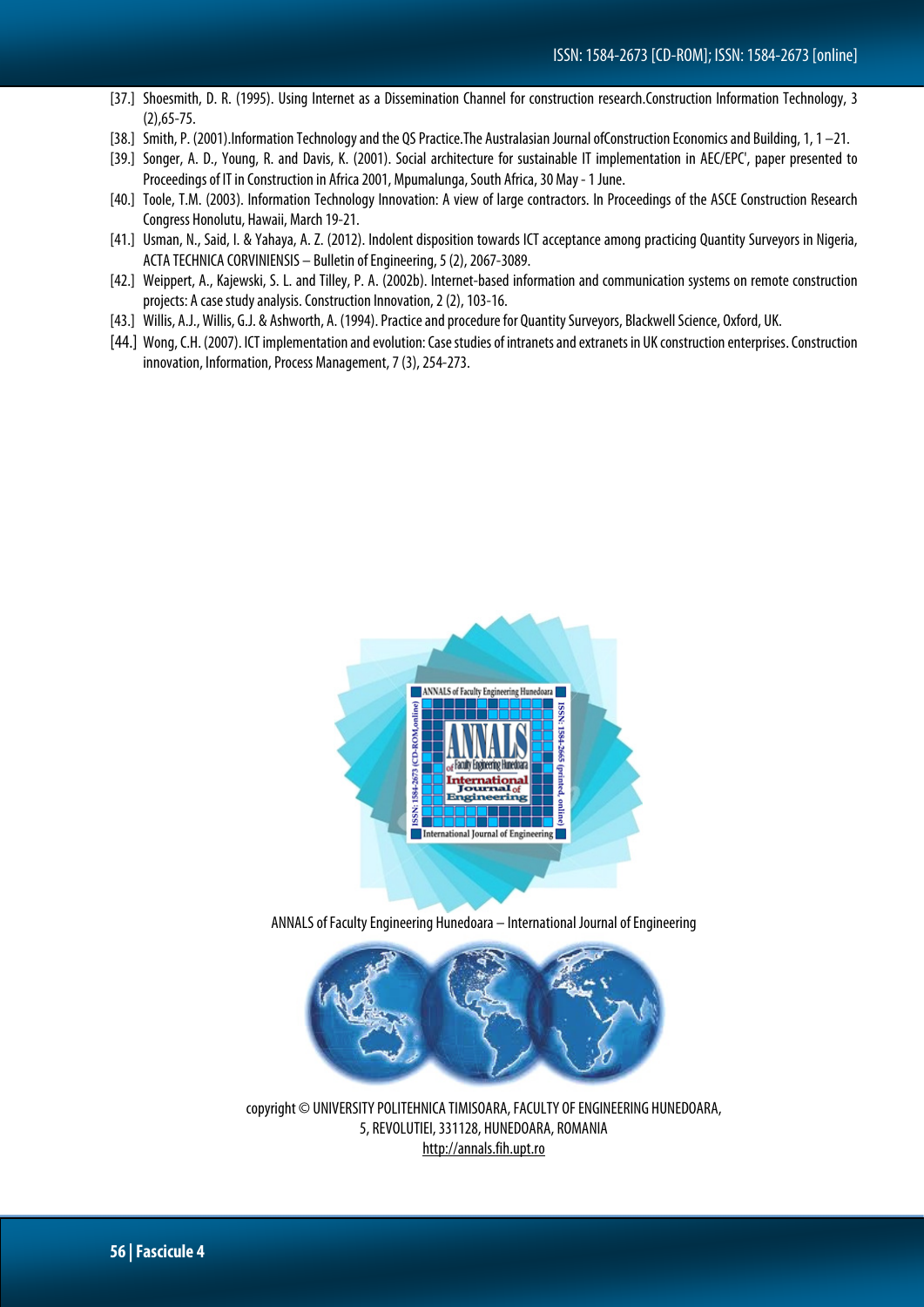[37.] Shoesmith, D. R. (1995). Using Internet as a Dissemination Channel for construction research.Construction Information Technology, 3 (2),65-75.

[38.] Smith, P. (2001).Information Technology and the QS Practice.The Australasian Journal ofConstruction Economics and Building, 1, 1 –21.

[39.] Songer, A. D., Young, R. and Davis, K. (2001). Social architecture for sustainable IT implementation in AEC/EPC', paper presented to Proceedings of IT in Construction in Africa 2001, Mpumalunga, South Africa, 30 May - 1 June.

[40.] Toole, T.M. (2003). Information Technology Innovation: A view of large contractors. In Proceedings of the ASCE Construction Research Congress Honolutu, Hawaii, March 19-21.

[41.] Usman, N., Said, I. & Yahaya, A. Z. (2012). Indolent disposition towards ICT acceptance among practicing Quantity Surveyors in Nigeria, ACTA TECHNICA CORVINIENSIS – Bulletin of Engineering, 5 (2), 2067-3089.

[42.] Weippert, A., Kajewski, S. L. and Tilley, P. A. (2002b). Internet-based information and communication systems on remote construction projects: A case study analysis. Construction Innovation, 2 (2), 103-16.

[43.] Willis, A.J., Willis, G.J. & Ashworth, A. (1994). Practice and procedure for Quantity Surveyors, Blackwell Science, Oxford, UK.

[44.] Wong, C.H. (2007). ICT implementation and evolution: Case studies of intranets and extranets in UK construction enterprises. Construction innovation, Information, Process Management, 7 (3), 254-273.

ANNALS of Faculty Engineering Hunedoara – International Journal of Engineering

copyright © UNIVERSITY POLITEHNICA TIMISOARA, FACULTY OF ENGINEERING HUNEDOARA,
5, REVOLUTIEI, 331128, HUNEDOARA, ROMANIA
http://annals.fih.upt.ro